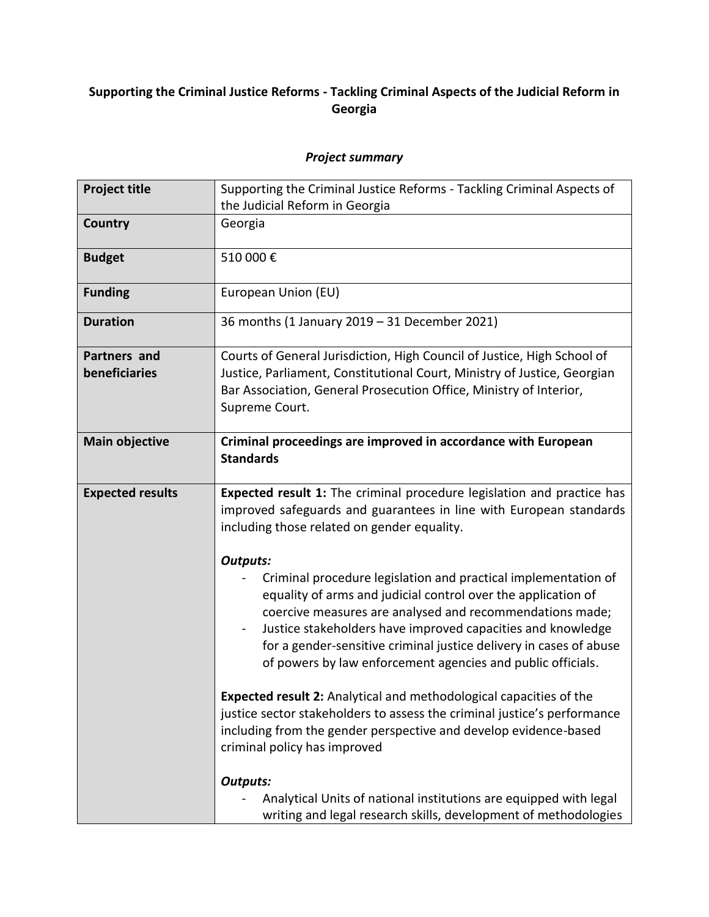# Supporting the Criminal Justice Reforms - Tackling Criminal Aspects of the Judicial Reform in Georgia

## *Project summary*

| | |
|---|---|
| **Project title** | Supporting the Criminal Justice Reforms - Tackling Criminal Aspects of the Judicial Reform in Georgia |
| **Country** | Georgia |
| **Budget** | 510 000 € |
| **Funding** | European Union (EU) |
| **Duration** | 36 months (1 January 2019 – 31 December 2021) |
| **Partners and beneficiaries** | Courts of General Jurisdiction, High Council of Justice, High School of Justice, Parliament, Constitutional Court, Ministry of Justice, Georgian Bar Association, General Prosecution Office, Ministry of Interior, Supreme Court. |
| **Main objective** | **Criminal proceedings are improved in accordance with European Standards** |
| **Expected results** | **Expected result 1:** The criminal procedure legislation and practice has improved safeguards and guarantees in line with European standards including those related on gender equality.<br><br>***Outputs:***<br>- Criminal procedure legislation and practical implementation of equality of arms and judicial control over the application of coercive measures are analysed and recommendations made;<br>- Justice stakeholders have improved capacities and knowledge for a gender-sensitive criminal justice delivery in cases of abuse of powers by law enforcement agencies and public officials.<br><br>**Expected result 2:** Analytical and methodological capacities of the justice sector stakeholders to assess the criminal justice's performance including from the gender perspective and develop evidence-based criminal policy has improved<br><br>***Outputs:***<br>- Analytical Units of national institutions are equipped with legal writing and legal research skills, development of methodologies |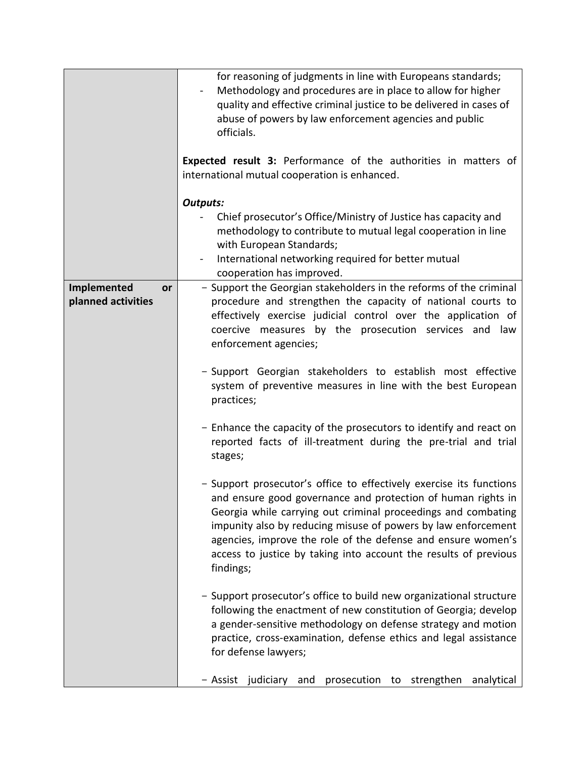| | |
|---|---|
| | for reasoning of judgments in line with Europeans standards;<br>- Methodology and procedures are in place to allow for higher quality and effective criminal justice to be delivered in cases of abuse of powers by law enforcement agencies and public officials.<br><br>**Expected result 3:** Performance of the authorities in matters of international mutual cooperation is enhanced.<br><br>***Outputs:***<br>- Chief prosecutor's Office/Ministry of Justice has capacity and methodology to contribute to mutual legal cooperation in line with European Standards;<br>- International networking required for better mutual cooperation has improved. |
| **Implemented or planned activities** | - Support the Georgian stakeholders in the reforms of the criminal procedure and strengthen the capacity of national courts to effectively exercise judicial control over the application of coercive measures by the prosecution services and law enforcement agencies;<br><br>- Support Georgian stakeholders to establish most effective system of preventive measures in line with the best European practices;<br><br>- Enhance the capacity of the prosecutors to identify and react on reported facts of ill-treatment during the pre-trial and trial stages;<br><br>- Support prosecutor's office to effectively exercise its functions and ensure good governance and protection of human rights in Georgia while carrying out criminal proceedings and combating impunity also by reducing misuse of powers by law enforcement agencies, improve the role of the defense and ensure women's access to justice by taking into account the results of previous findings;<br><br>- Support prosecutor's office to build new organizational structure following the enactment of new constitution of Georgia; develop a gender-sensitive methodology on defense strategy and motion practice, cross-examination, defense ethics and legal assistance for defense lawyers;<br><br>- Assist judiciary and prosecution to strengthen analytical |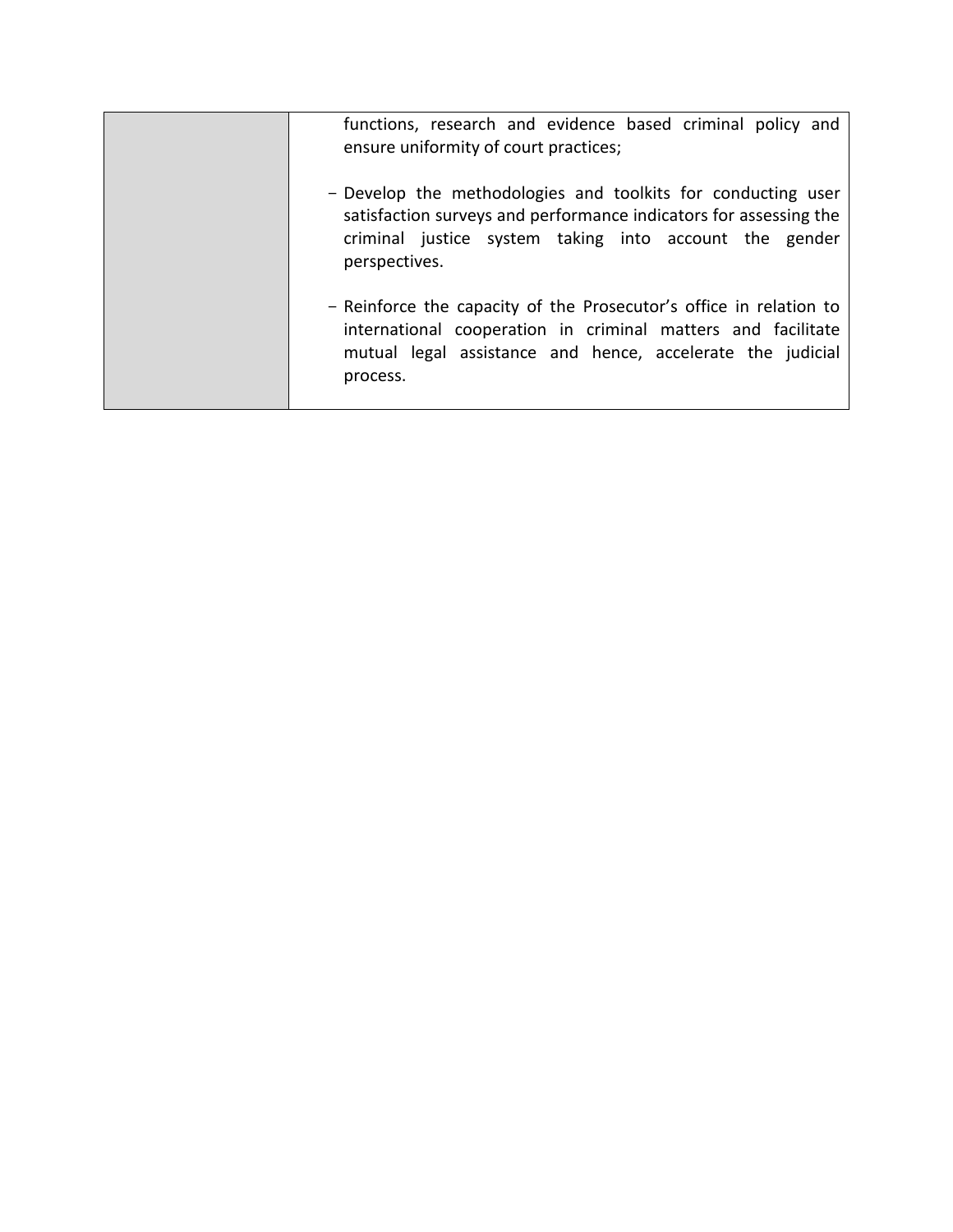| | |
|---|---|
| | functions, research and evidence based criminal policy and ensure uniformity of court practices;<br><br>- Develop the methodologies and toolkits for conducting user satisfaction surveys and performance indicators for assessing the criminal justice system taking into account the gender perspectives.<br><br>- Reinforce the capacity of the Prosecutor's office in relation to international cooperation in criminal matters and facilitate mutual legal assistance and hence, accelerate the judicial process. |